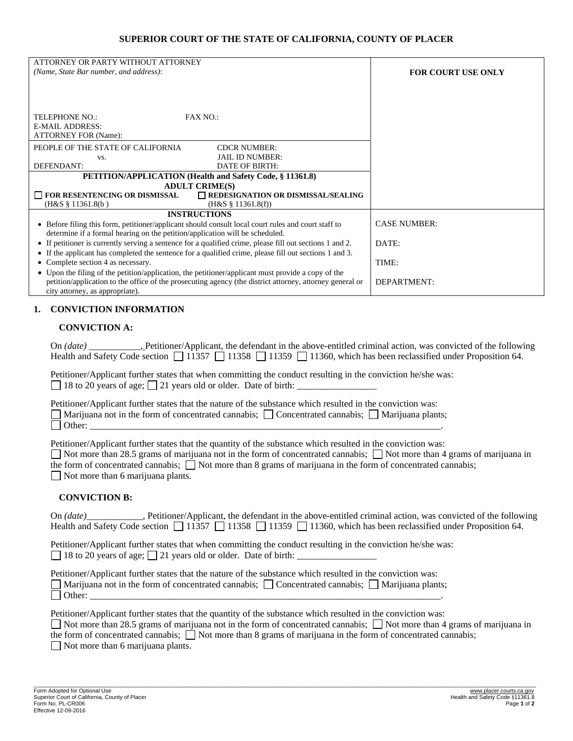## SUPERIOR COURT OF THE STATE OF CALIFORNIA, COUNTY OF PLACER

| ATTORNEY OR PARTY WITHOUT ATTORNEY *(Name, State Bar number, and address)*: | FOR COURT USE ONLY |
|---|---|
| TELEPHONE NO.: FAX NO.: E-MAIL ADDRESS: ATTORNEY FOR (Name): | |
| PEOPLE OF THE STATE OF CALIFORNIA vs. DEFENDANT: / CDCR NUMBER: JAIL ID NUMBER: DATE OF BIRTH: | |
| **PETITION/APPLICATION (Health and Safety Code, § 11361.8) ADULT CRIME(S)** ☐ **FOR RESENTENCING OR DISMISSAL** (H&S § 11361.8(b)) ☐ **REDESIGNATION OR DISMISSAL/SEALING** (H&S § 11361.8(f)) | |
| **INSTRUCTIONS** | CASE NUMBER: |
| • Before filing this form, petitioner/applicant should consult local court rules and court staff to determine if a formal hearing on the petition/application will be scheduled. | DATE: |
| • If petitioner is currently serving a sentence for a qualified crime, please fill out sections 1 and 2. • If the applicant has completed the sentence for a qualified crime, please fill out sections 1 and 3. | TIME: |
| • Complete section 4 as necessary. • Upon the filing of the petition/application, the petitioner/applicant must provide a copy of the petition/application to the office of the prosecuting agency (the district attorney, attorney general or city attorney, as appropriate). | DEPARTMENT: |

### 1. CONVICTION INFORMATION

**CONVICTION A:**

On *(date)* \_\_\_\_\_\_\_\_\_\_\_, Petitioner/Applicant, the defendant in the above-entitled criminal action, was convicted of the following Health and Safety Code section ☐ 11357 ☐ 11358 ☐ 11359 ☐ 11360, which has been reclassified under Proposition 64.

Petitioner/Applicant further states that when committing the conduct resulting in the conviction he/she was:
☐ 18 to 20 years of age; ☐ 21 years old or older. Date of birth: \_\_\_\_\_\_\_\_\_\_\_\_\_\_\_\_\_

Petitioner/Applicant further states that the nature of the substance which resulted in the conviction was:
☐ Marijuana not in the form of concentrated cannabis; ☐ Concentrated cannabis; ☐ Marijuana plants;
☐ Other: \_\_\_\_\_\_\_\_\_\_\_\_\_\_\_\_\_\_\_\_\_\_\_\_\_\_\_\_\_\_\_\_\_\_\_\_\_\_\_\_\_\_\_\_\_\_\_\_\_\_\_\_\_\_\_\_\_\_\_\_\_\_\_\_\_\_\_\_\_\_\_\_\_\_\_\_.

Petitioner/Applicant further states that the quantity of the substance which resulted in the conviction was:
☐ Not more than 28.5 grams of marijuana not in the form of concentrated cannabis; ☐ Not more than 4 grams of marijuana in the form of concentrated cannabis; ☐ Not more than 8 grams of marijuana in the form of concentrated cannabis;
☐ Not more than 6 marijuana plants.

**CONVICTION B:**

On *(date)*\_\_\_\_\_\_\_\_\_\_\_\_, Petitioner/Applicant, the defendant in the above-entitled criminal action, was convicted of the following Health and Safety Code section ☐ 11357 ☐ 11358 ☐ 11359 ☐ 11360, which has been reclassified under Proposition 64.

Petitioner/Applicant further states that when committing the conduct resulting in the conviction he/she was:
☐ 18 to 20 years of age; ☐ 21 years old or older. Date of birth: \_\_\_\_\_\_\_\_\_\_\_\_\_\_\_\_\_

Petitioner/Applicant further states that the nature of the substance which resulted in the conviction was:
☐ Marijuana not in the form of concentrated cannabis; ☐ Concentrated cannabis; ☐ Marijuana plants;
☐ Other: \_\_\_\_\_\_\_\_\_\_\_\_\_\_\_\_\_\_\_\_\_\_\_\_\_\_\_\_\_\_\_\_\_\_\_\_\_\_\_\_\_\_\_\_\_\_\_\_\_\_\_\_\_\_\_\_\_\_\_\_\_\_\_\_\_\_\_\_\_\_\_\_\_\_\_\_.

Petitioner/Applicant further states that the quantity of the substance which resulted in the conviction was:
☐ Not more than 28.5 grams of marijuana not in the form of concentrated cannabis; ☐ Not more than 4 grams of marijuana in the form of concentrated cannabis; ☐ Not more than 8 grams of marijuana in the form of concentrated cannabis;
☐ Not more than 6 marijuana plants.

Form Adopted for Optional Use
Superior Court of California, County of Placer
Form No. PL-CR006
Effective 12-09-2016

www.placer.courts.ca.gov
Health and Safety Code §11361.8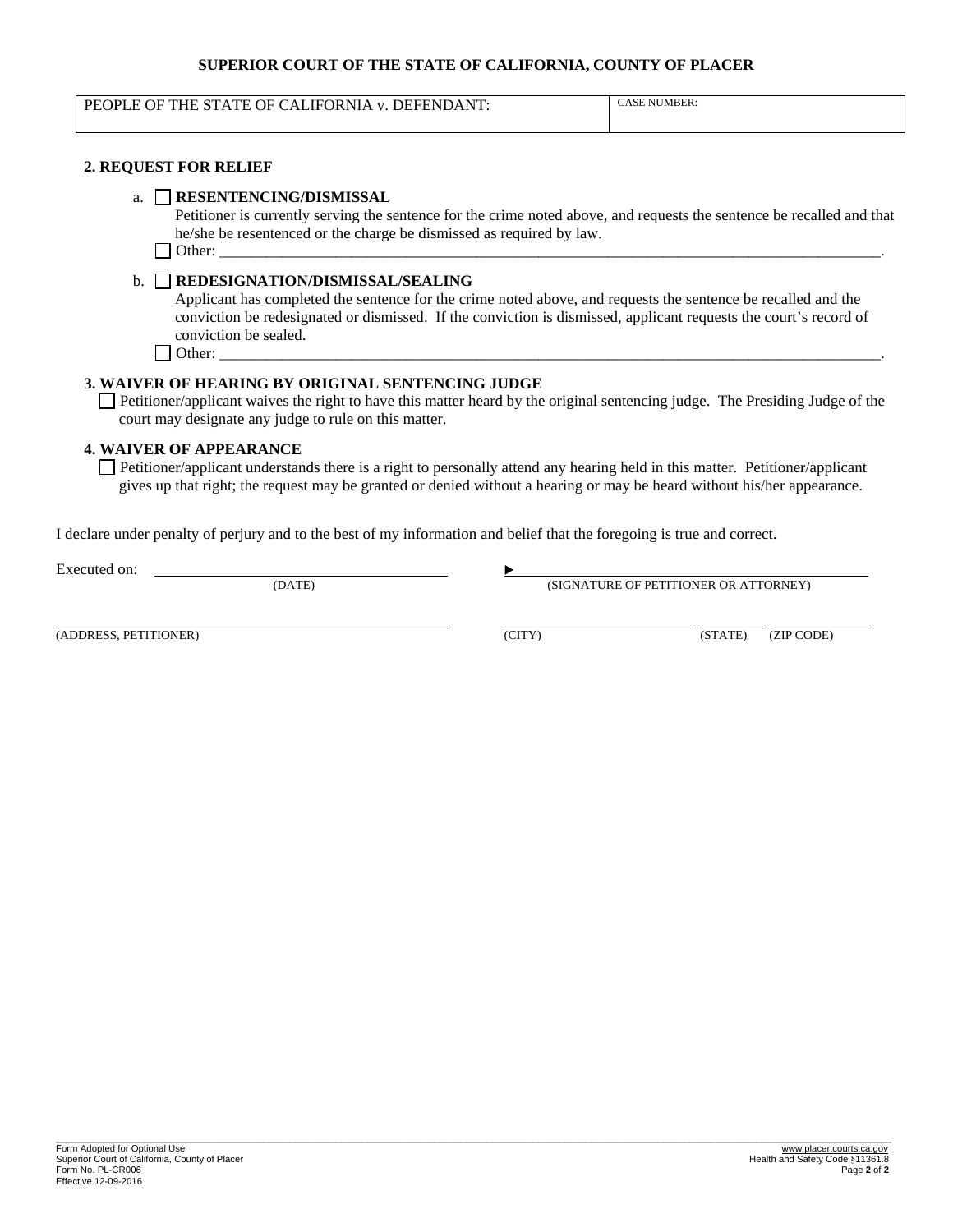**SUPERIOR COURT OF THE STATE OF CALIFORNIA, COUNTY OF PLACER**

| PEOPLE OF THE STATE OF CALIFORNIA v. DEFENDANT: | CASE NUMBER: |
|---|---|
| | |

**2. REQUEST FOR RELIEF**

a. ☐ **RESENTENCING/DISMISSAL**
Petitioner is currently serving the sentence for the crime noted above, and requests the sentence be recalled and that he/she be resentenced or the charge be dismissed as required by law.
☐ Other: ________________________________________________________________________________.

b. ☐ **REDESIGNATION/DISMISSAL/SEALING**
Applicant has completed the sentence for the crime noted above, and requests the sentence be recalled and the conviction be redesignated or dismissed. If the conviction is dismissed, applicant requests the court's record of conviction be sealed.
☐ Other: ________________________________________________________________________________.

**3. WAIVER OF HEARING BY ORIGINAL SENTENCING JUDGE**

☐ Petitioner/applicant waives the right to have this matter heard by the original sentencing judge. The Presiding Judge of the court may designate any judge to rule on this matter.

**4. WAIVER OF APPEARANCE**

☐ Petitioner/applicant understands there is a right to personally attend any hearing held in this matter. Petitioner/applicant gives up that right; the request may be granted or denied without a hearing or may be heard without his/her appearance.

I declare under penalty of perjury and to the best of my information and belief that the foregoing is true and correct.

Executed on: ______________________________ ► ______________________________
(DATE) (SIGNATURE OF PETITIONER OR ATTORNEY)

______________________________ ______________________ __________ __________
(ADDRESS, PETITIONER) (CITY) (STATE) (ZIP CODE)

Form Adopted for Optional Use
Superior Court of California, County of Placer
Form No. PL-CR006
Effective 12-09-2016

www.placer.courts.ca.gov
Health and Safety Code §11361.8